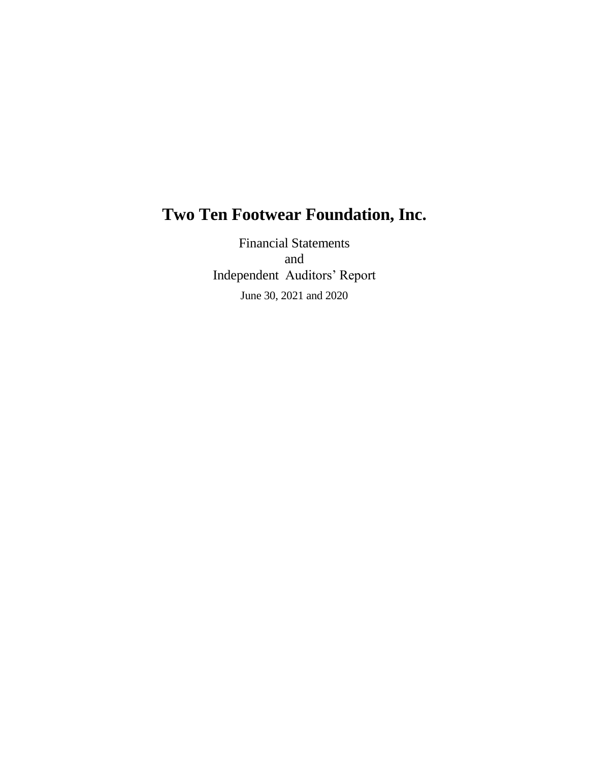# Two Ten Footwear Foundation, Inc.

Financial Statements
and
Independent Auditors' Report

June 30, 2021 and 2020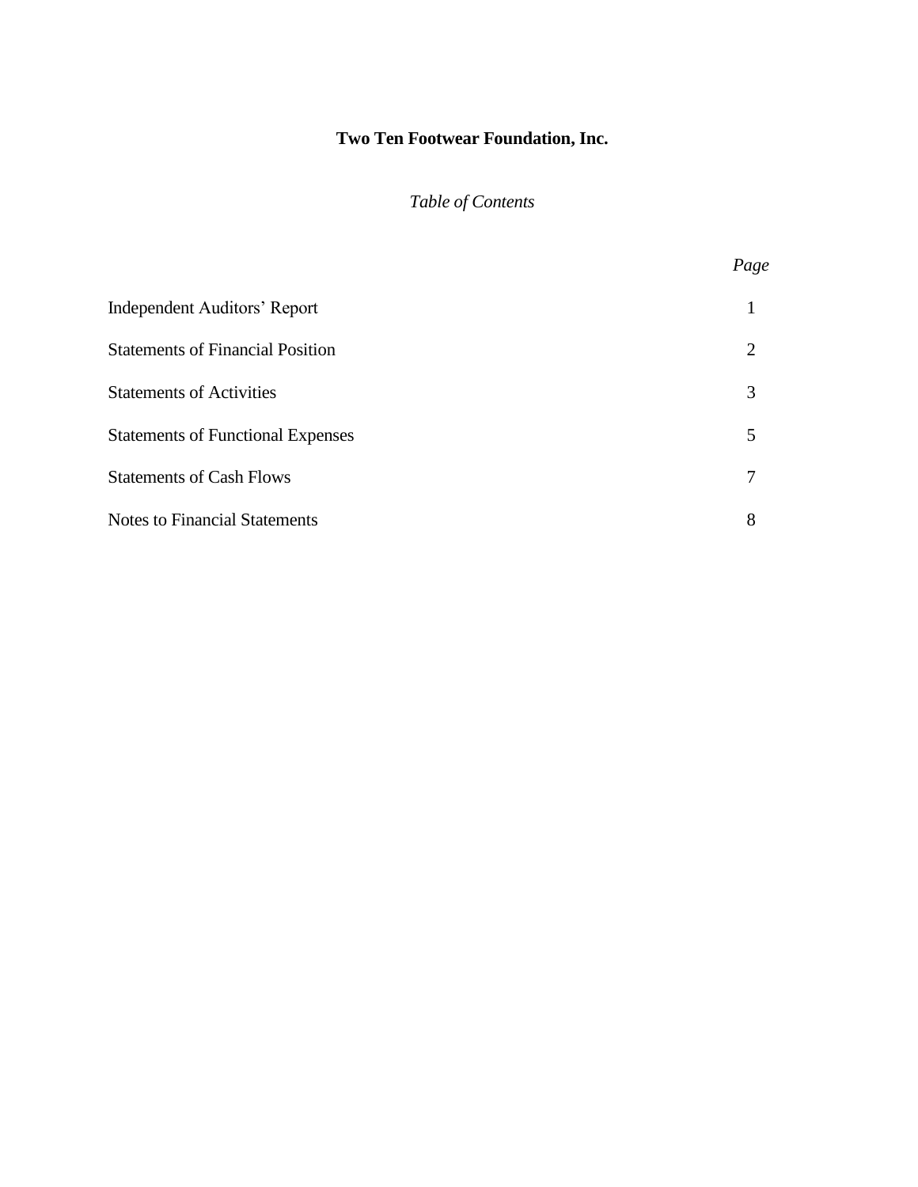# Two Ten Footwear Foundation, Inc.

*Table of Contents*

| | *Page* |
|---|---|
| Independent Auditors' Report | 1 |
| Statements of Financial Position | 2 |
| Statements of Activities | 3 |
| Statements of Functional Expenses | 5 |
| Statements of Cash Flows | 7 |
| Notes to Financial Statements | 8 |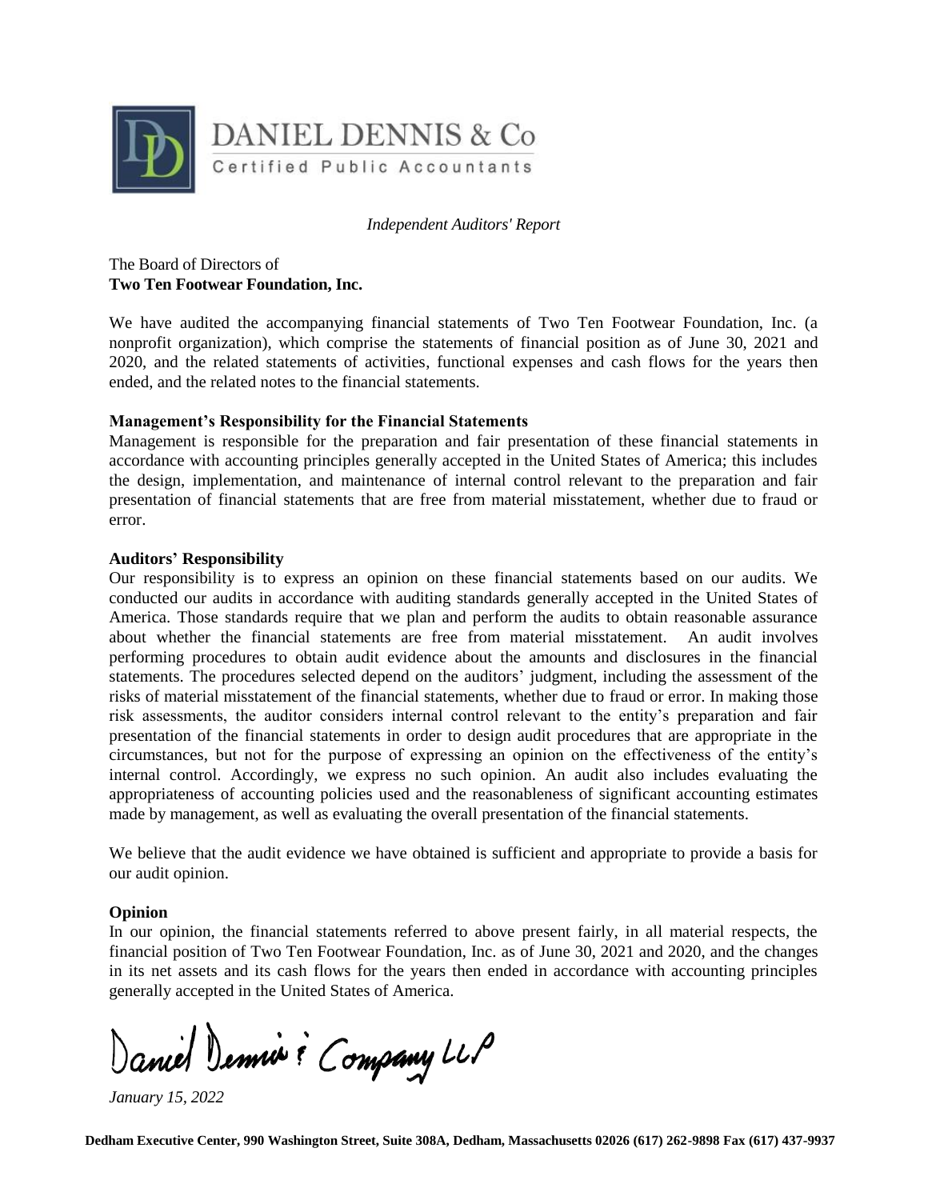DANIEL DENNIS & Co
Certified Public Accountants

*Independent Auditors' Report*

The Board of Directors of
**Two Ten Footwear Foundation, Inc.**

We have audited the accompanying financial statements of Two Ten Footwear Foundation, Inc. (a nonprofit organization), which comprise the statements of financial position as of June 30, 2021 and 2020, and the related statements of activities, functional expenses and cash flows for the years then ended, and the related notes to the financial statements.

**Management's Responsibility for the Financial Statements**

Management is responsible for the preparation and fair presentation of these financial statements in accordance with accounting principles generally accepted in the United States of America; this includes the design, implementation, and maintenance of internal control relevant to the preparation and fair presentation of financial statements that are free from material misstatement, whether due to fraud or error.

**Auditors' Responsibility**

Our responsibility is to express an opinion on these financial statements based on our audits. We conducted our audits in accordance with auditing standards generally accepted in the United States of America. Those standards require that we plan and perform the audits to obtain reasonable assurance about whether the financial statements are free from material misstatement. An audit involves performing procedures to obtain audit evidence about the amounts and disclosures in the financial statements. The procedures selected depend on the auditors' judgment, including the assessment of the risks of material misstatement of the financial statements, whether due to fraud or error. In making those risk assessments, the auditor considers internal control relevant to the entity's preparation and fair presentation of the financial statements in order to design audit procedures that are appropriate in the circumstances, but not for the purpose of expressing an opinion on the effectiveness of the entity's internal control. Accordingly, we express no such opinion. An audit also includes evaluating the appropriateness of accounting policies used and the reasonableness of significant accounting estimates made by management, as well as evaluating the overall presentation of the financial statements.

We believe that the audit evidence we have obtained is sufficient and appropriate to provide a basis for our audit opinion.

**Opinion**

In our opinion, the financial statements referred to above present fairly, in all material respects, the financial position of Two Ten Footwear Foundation, Inc. as of June 30, 2021 and 2020, and the changes in its net assets and its cash flows for the years then ended in accordance with accounting principles generally accepted in the United States of America.

Daniel Dennis & Company LLP

*January 15, 2022*

**Dedham Executive Center, 990 Washington Street, Suite 308A, Dedham, Massachusetts 02026 (617) 262-9898 Fax (617) 437-9937**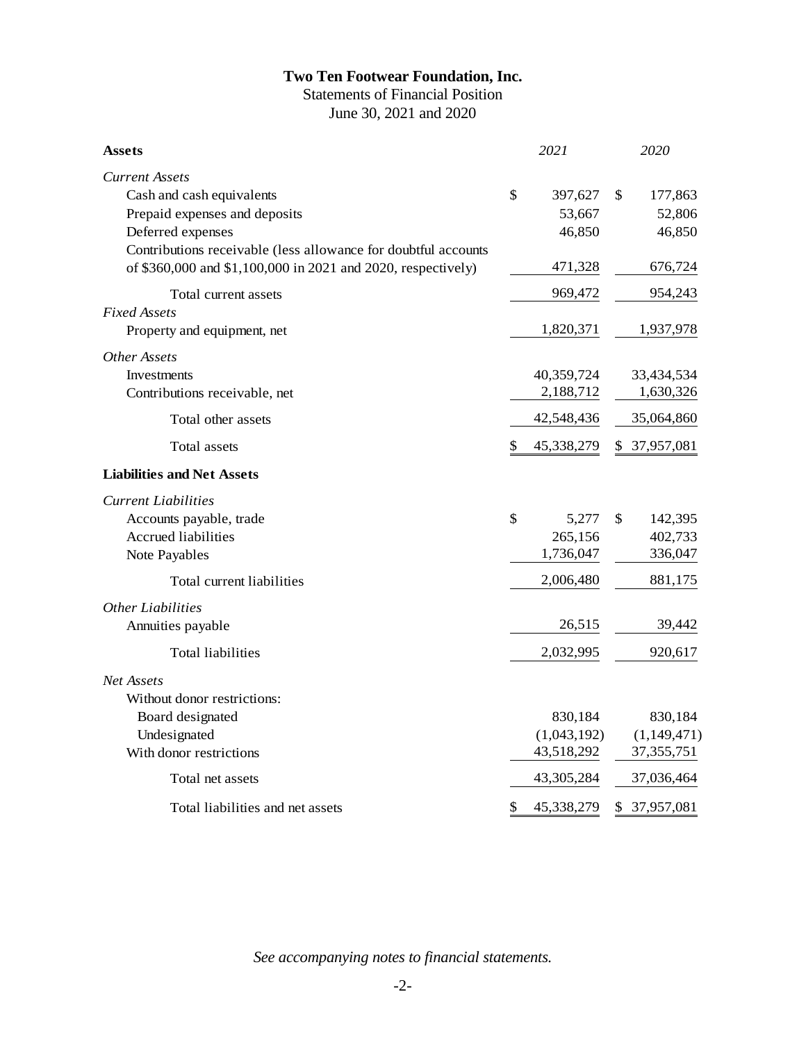# Two Ten Footwear Foundation, Inc.

Statements of Financial Position

June 30, 2021 and 2020

| **Assets** | *2021* | *2020* |
|---|---|---|
| *Current Assets* | | |
| Cash and cash equivalents | $ 397,627 | $ 177,863 |
| Prepaid expenses and deposits | 53,667 | 52,806 |
| Deferred expenses | 46,850 | 46,850 |
| Contributions receivable (less allowance for doubtful accounts of $360,000 and $1,100,000 in 2021 and 2020, respectively) | 471,328 | 676,724 |
| Total current assets | 969,472 | 954,243 |
| *Fixed Assets* | | |
| Property and equipment, net | 1,820,371 | 1,937,978 |
| *Other Assets* | | |
| Investments | 40,359,724 | 33,434,534 |
| Contributions receivable, net | 2,188,712 | 1,630,326 |
| Total other assets | 42,548,436 | 35,064,860 |
| Total assets | $ 45,338,279 | $ 37,957,081 |
| **Liabilities and Net Assets** | | |
| *Current Liabilities* | | |
| Accounts payable, trade | $ 5,277 | $ 142,395 |
| Accrued liabilities | 265,156 | 402,733 |
| Note Payables | 1,736,047 | 336,047 |
| Total current liabilities | 2,006,480 | 881,175 |
| *Other Liabilities* | | |
| Annuities payable | 26,515 | 39,442 |
| Total liabilities | 2,032,995 | 920,617 |
| *Net Assets* | | |
| Without donor restrictions: | | |
| Board designated | 830,184 | 830,184 |
| Undesignated | (1,043,192) | (1,149,471) |
| With donor restrictions | 43,518,292 | 37,355,751 |
| Total net assets | 43,305,284 | 37,036,464 |
| Total liabilities and net assets | $ 45,338,279 | $ 37,957,081 |

*See accompanying notes to financial statements.*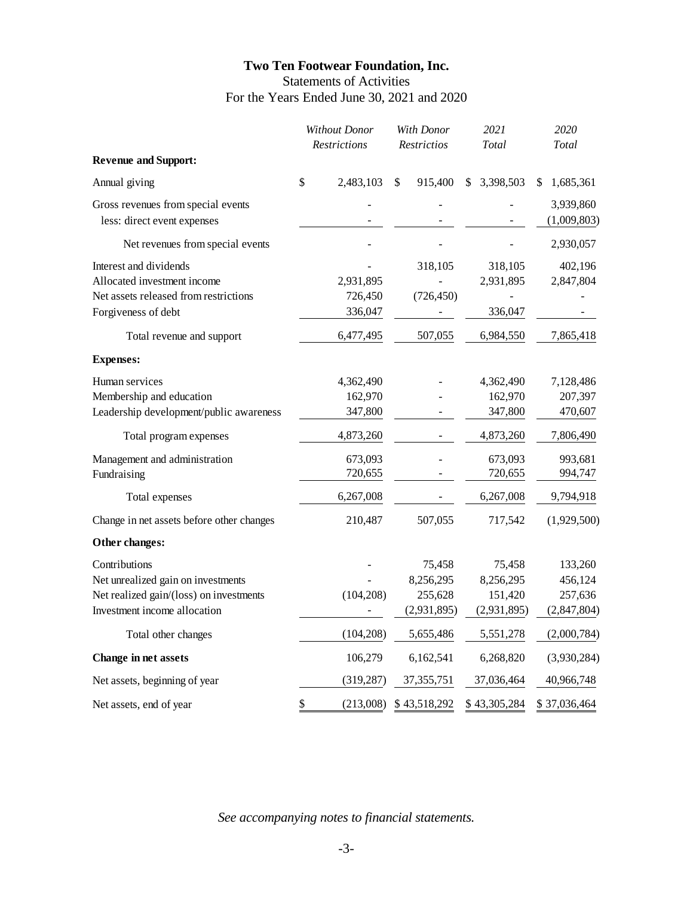**Two Ten Footwear Foundation, Inc.**

Statements of Activities

For the Years Ended June 30, 2021 and 2020

| | *Without Donor Restrictions* | *With Donor Restrictios* | *2021 Total* | *2020 Total* |
|---|---|---|---|---|
| **Revenue and Support:** | | | | |
| Annual giving | $ 2,483,103 | $ 915,400 | $ 3,398,503 | $ 1,685,361 |
| Gross revenues from special events | - | - | - | 3,939,860 |
| less: direct event expenses | - | - | - | (1,009,803) |
| Net revenues from special events | - | - | - | 2,930,057 |
| Interest and dividends | - | 318,105 | 318,105 | 402,196 |
| Allocated investment income | 2,931,895 | - | 2,931,895 | 2,847,804 |
| Net assets released from restrictions | 726,450 | (726,450) | - | - |
| Forgiveness of debt | 336,047 | - | 336,047 | - |
| Total revenue and support | 6,477,495 | 507,055 | 6,984,550 | 7,865,418 |
| **Expenses:** | | | | |
| Human services | 4,362,490 | - | 4,362,490 | 7,128,486 |
| Membership and education | 162,970 | - | 162,970 | 207,397 |
| Leadership development/public awareness | 347,800 | - | 347,800 | 470,607 |
| Total program expenses | 4,873,260 | - | 4,873,260 | 7,806,490 |
| Management and administration | 673,093 | - | 673,093 | 993,681 |
| Fundraising | 720,655 | - | 720,655 | 994,747 |
| Total expenses | 6,267,008 | - | 6,267,008 | 9,794,918 |
| Change in net assets before other changes | 210,487 | 507,055 | 717,542 | (1,929,500) |
| **Other changes:** | | | | |
| Contributions | - | 75,458 | 75,458 | 133,260 |
| Net unrealized gain on investments | - | 8,256,295 | 8,256,295 | 456,124 |
| Net realized gain/(loss) on investments | (104,208) | 255,628 | 151,420 | 257,636 |
| Investment income allocation | - | (2,931,895) | (2,931,895) | (2,847,804) |
| Total other changes | (104,208) | 5,655,486 | 5,551,278 | (2,000,784) |
| **Change in net assets** | 106,279 | 6,162,541 | 6,268,820 | (3,930,284) |
| Net assets, beginning of year | (319,287) | 37,355,751 | 37,036,464 | 40,966,748 |
| Net assets, end of year | $ (213,008) | $ 43,518,292 | $ 43,305,284 | $ 37,036,464 |

*See accompanying notes to financial statements.*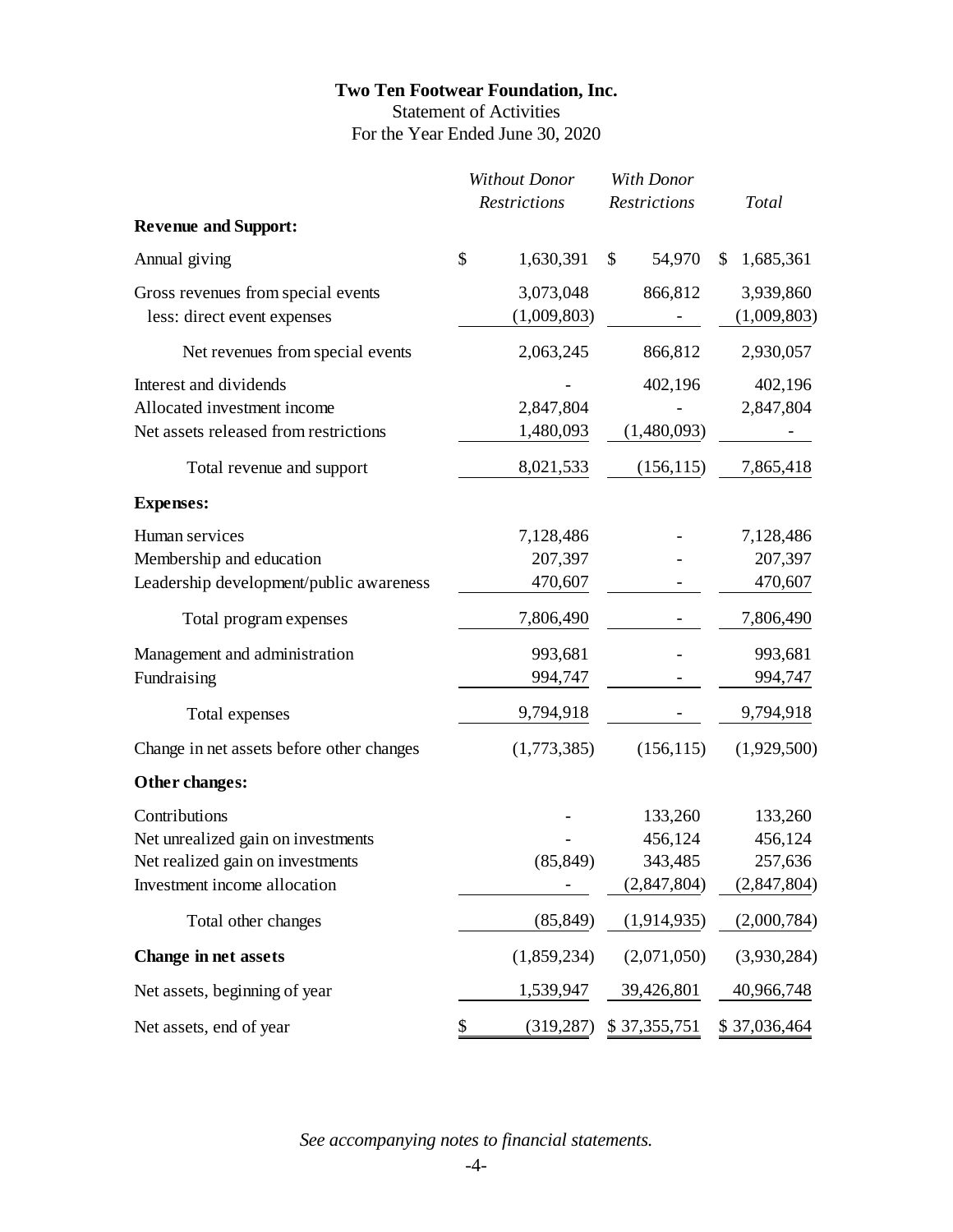# Two Ten Footwear Foundation, Inc.

Statement of Activities

For the Year Ended June 30, 2020

| | *Without Donor Restrictions* | *With Donor Restrictions* | *Total* |
|---|---|---|---|
| **Revenue and Support:** | | | |
| Annual giving | $ 1,630,391 | $ 54,970 | $ 1,685,361 |
| Gross revenues from special events | 3,073,048 | 866,812 | 3,939,860 |
| less: direct event expenses | (1,009,803) | - | (1,009,803) |
| Net revenues from special events | 2,063,245 | 866,812 | 2,930,057 |
| Interest and dividends | - | 402,196 | 402,196 |
| Allocated investment income | 2,847,804 | - | 2,847,804 |
| Net assets released from restrictions | 1,480,093 | (1,480,093) | - |
| Total revenue and support | 8,021,533 | (156,115) | 7,865,418 |
| **Expenses:** | | | |
| Human services | 7,128,486 | - | 7,128,486 |
| Membership and education | 207,397 | - | 207,397 |
| Leadership development/public awareness | 470,607 | - | 470,607 |
| Total program expenses | 7,806,490 | - | 7,806,490 |
| Management and administration | 993,681 | - | 993,681 |
| Fundraising | 994,747 | - | 994,747 |
| Total expenses | 9,794,918 | - | 9,794,918 |
| Change in net assets before other changes | (1,773,385) | (156,115) | (1,929,500) |
| **Other changes:** | | | |
| Contributions | - | 133,260 | 133,260 |
| Net unrealized gain on investments | - | 456,124 | 456,124 |
| Net realized gain on investments | (85,849) | 343,485 | 257,636 |
| Investment income allocation | - | (2,847,804) | (2,847,804) |
| Total other changes | (85,849) | (1,914,935) | (2,000,784) |
| **Change in net assets** | (1,859,234) | (2,071,050) | (3,930,284) |
| Net assets, beginning of year | 1,539,947 | 39,426,801 | 40,966,748 |
| Net assets, end of year | $ (319,287) | $ 37,355,751 | $ 37,036,464 |

*See accompanying notes to financial statements.*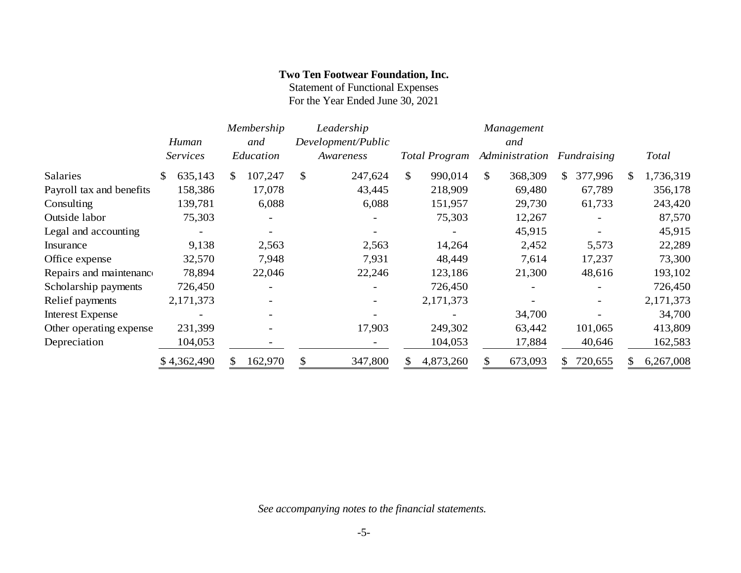**Two Ten Footwear Foundation, Inc.**
Statement of Functional Expenses
For the Year Ended June 30, 2021

| | *Human Services* | *Membership and Education* | *Leadership Development/Public Awareness* | *Total Program* | *Management and Administration* | *Fundraising* | *Total* |
|---|---|---|---|---|---|---|---|
| Salaries | $ 635,143 | $ 107,247 | $ 247,624 | $ 990,014 | $ 368,309 | $ 377,996 | $ 1,736,319 |
| Payroll tax and benefits | 158,386 | 17,078 | 43,445 | 218,909 | 69,480 | 67,789 | 356,178 |
| Consulting | 139,781 | 6,088 | 6,088 | 151,957 | 29,730 | 61,733 | 243,420 |
| Outside labor | 75,303 | - | - | 75,303 | 12,267 | - | 87,570 |
| Legal and accounting | - | - | - | - | 45,915 | - | 45,915 |
| Insurance | 9,138 | 2,563 | 2,563 | 14,264 | 2,452 | 5,573 | 22,289 |
| Office expense | 32,570 | 7,948 | 7,931 | 48,449 | 7,614 | 17,237 | 73,300 |
| Repairs and maintenance | 78,894 | 22,046 | 22,246 | 123,186 | 21,300 | 48,616 | 193,102 |
| Scholarship payments | 726,450 | - | - | 726,450 | - | - | 726,450 |
| Relief payments | 2,171,373 | - | - | 2,171,373 | - | - | 2,171,373 |
| Interest Expense | - | - | - | - | 34,700 | - | 34,700 |
| Other operating expense | 231,399 | - | 17,903 | 249,302 | 63,442 | 101,065 | 413,809 |
| Depreciation | 104,053 | - | - | 104,053 | 17,884 | 40,646 | 162,583 |
| | $ 4,362,490 | $ 162,970 | $ 347,800 | $ 4,873,260 | $ 673,093 | $ 720,655 | $ 6,267,008 |

*See accompanying notes to the financial statements.*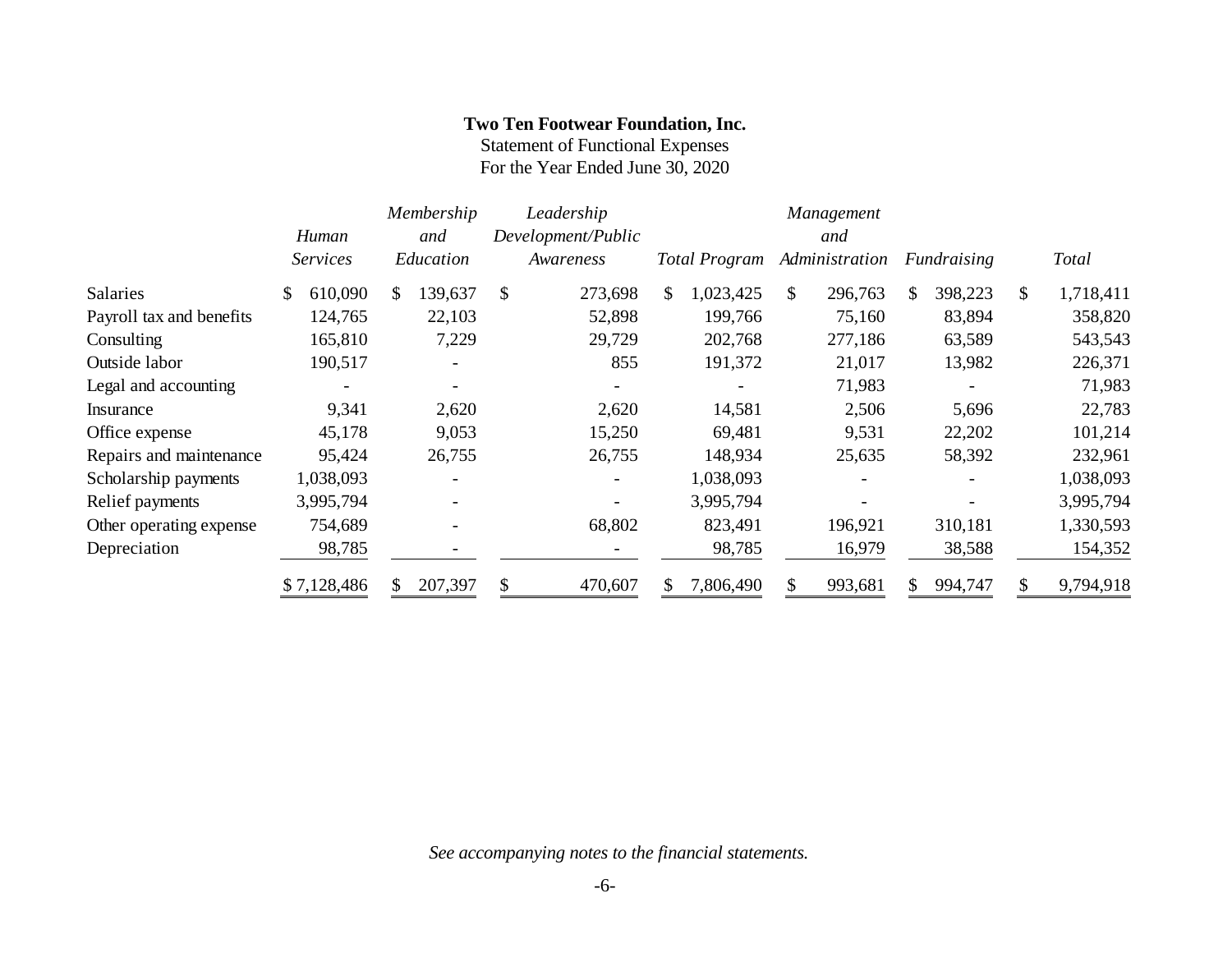**Two Ten Footwear Foundation, Inc.**
Statement of Functional Expenses
For the Year Ended June 30, 2020

| | *Human Services* | *Membership and Education* | *Leadership Development/Public Awareness* | *Total Program* | *Management and Administration* | *Fundraising* | *Total* |
|---|---|---|---|---|---|---|---|
| Salaries | $ 610,090 | $ 139,637 | $ 273,698 | $ 1,023,425 | $ 296,763 | $ 398,223 | $ 1,718,411 |
| Payroll tax and benefits | 124,765 | 22,103 | 52,898 | 199,766 | 75,160 | 83,894 | 358,820 |
| Consulting | 165,810 | 7,229 | 29,729 | 202,768 | 277,186 | 63,589 | 543,543 |
| Outside labor | 190,517 | - | 855 | 191,372 | 21,017 | 13,982 | 226,371 |
| Legal and accounting | - | - | - | - | 71,983 | - | 71,983 |
| Insurance | 9,341 | 2,620 | 2,620 | 14,581 | 2,506 | 5,696 | 22,783 |
| Office expense | 45,178 | 9,053 | 15,250 | 69,481 | 9,531 | 22,202 | 101,214 |
| Repairs and maintenance | 95,424 | 26,755 | 26,755 | 148,934 | 25,635 | 58,392 | 232,961 |
| Scholarship payments | 1,038,093 | - | - | 1,038,093 | - | - | 1,038,093 |
| Relief payments | 3,995,794 | - | - | 3,995,794 | - | - | 3,995,794 |
| Other operating expense | 754,689 | - | 68,802 | 823,491 | 196,921 | 310,181 | 1,330,593 |
| Depreciation | 98,785 | - | - | 98,785 | 16,979 | 38,588 | 154,352 |
| | $ 7,128,486 | $ 207,397 | $ 470,607 | $ 7,806,490 | $ 993,681 | $ 994,747 | $ 9,794,918 |

*See accompanying notes to the financial statements.*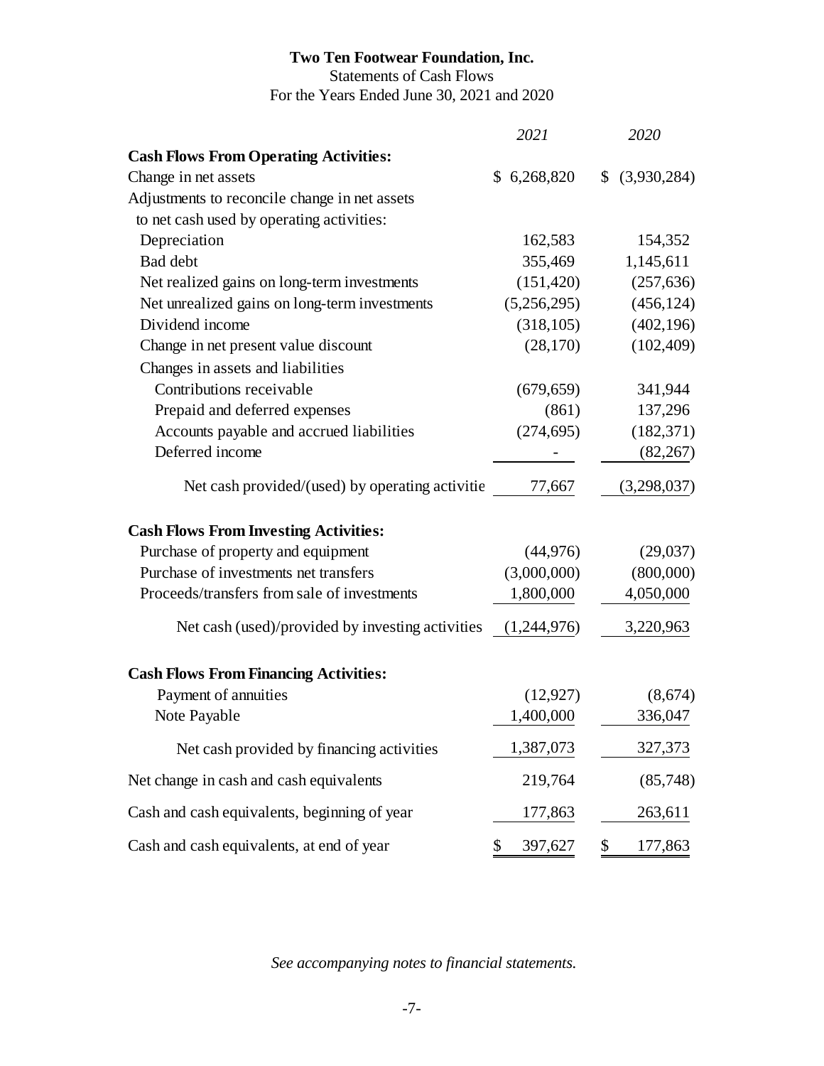# Two Ten Footwear Foundation, Inc.

Statements of Cash Flows

For the Years Ended June 30, 2021 and 2020

| | *2021* | *2020* |
|---|---|---|
| **Cash Flows From Operating Activities:** | | |
| Change in net assets | $ 6,268,820 | $ (3,930,284) |
| Adjustments to reconcile change in net assets to net cash used by operating activities: | | |
| Depreciation | 162,583 | 154,352 |
| Bad debt | 355,469 | 1,145,611 |
| Net realized gains on long-term investments | (151,420) | (257,636) |
| Net unrealized gains on long-term investments | (5,256,295) | (456,124) |
| Dividend income | (318,105) | (402,196) |
| Change in net present value discount | (28,170) | (102,409) |
| Changes in assets and liabilities | | |
| Contributions receivable | (679,659) | 341,944 |
| Prepaid and deferred expenses | (861) | 137,296 |
| Accounts payable and accrued liabilities | (274,695) | (182,371) |
| Deferred income | - | (82,267) |
| Net cash provided/(used) by operating activitie | 77,667 | (3,298,037) |
| **Cash Flows From Investing Activities:** | | |
| Purchase of property and equipment | (44,976) | (29,037) |
| Purchase of investments net transfers | (3,000,000) | (800,000) |
| Proceeds/transfers from sale of investments | 1,800,000 | 4,050,000 |
| Net cash (used)/provided by investing activities | (1,244,976) | 3,220,963 |
| **Cash Flows From Financing Activities:** | | |
| Payment of annuities | (12,927) | (8,674) |
| Note Payable | 1,400,000 | 336,047 |
| Net cash provided by financing activities | 1,387,073 | 327,373 |
| Net change in cash and cash equivalents | 219,764 | (85,748) |
| Cash and cash equivalents, beginning of year | 177,863 | 263,611 |
| Cash and cash equivalents, at end of year | $ 397,627 | $ 177,863 |

*See accompanying notes to financial statements.*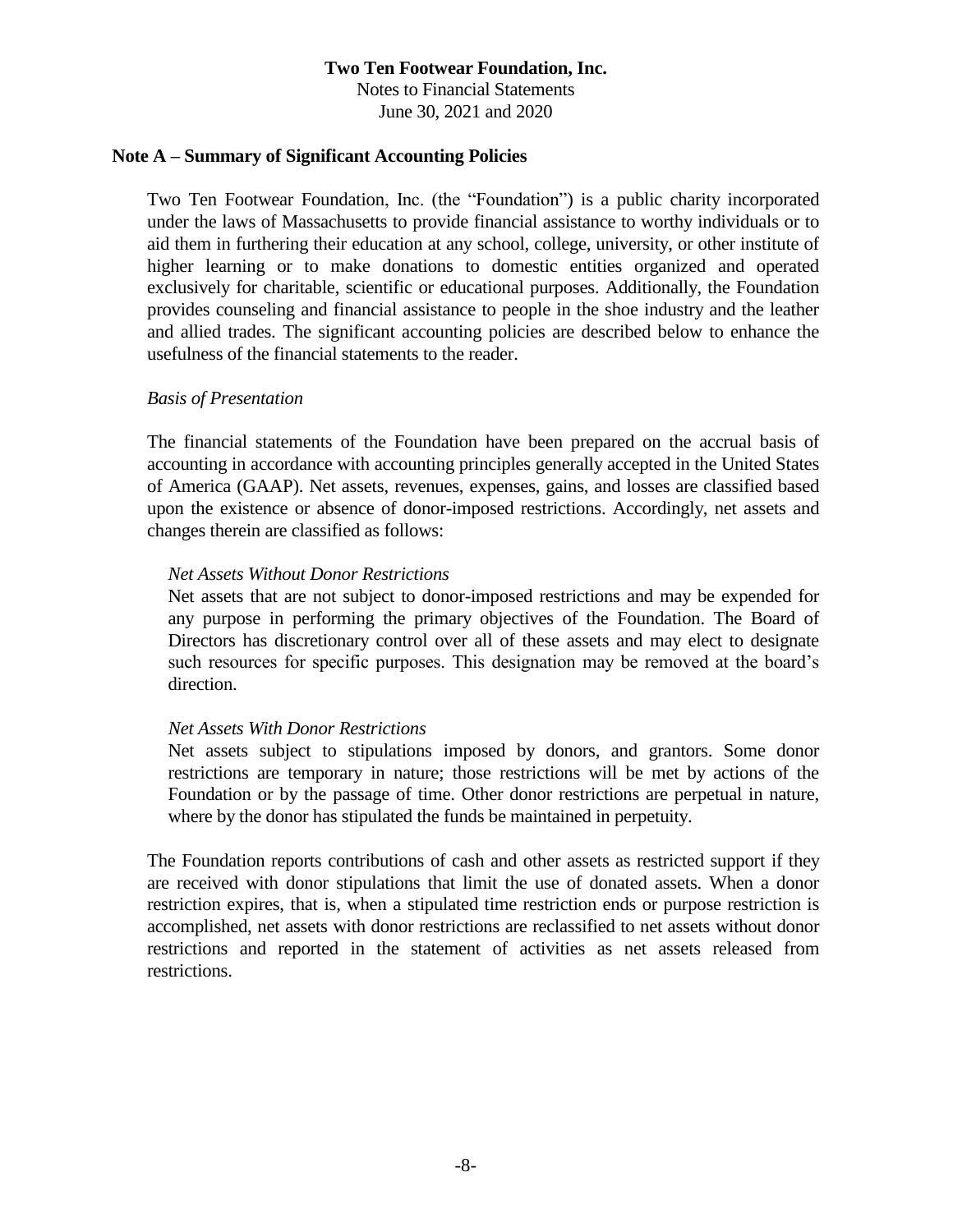## Note A – Summary of Significant Accounting Policies

Two Ten Footwear Foundation, Inc. (the "Foundation") is a public charity incorporated under the laws of Massachusetts to provide financial assistance to worthy individuals or to aid them in furthering their education at any school, college, university, or other institute of higher learning or to make donations to domestic entities organized and operated exclusively for charitable, scientific or educational purposes. Additionally, the Foundation provides counseling and financial assistance to people in the shoe industry and the leather and allied trades. The significant accounting policies are described below to enhance the usefulness of the financial statements to the reader.

*Basis of Presentation*

The financial statements of the Foundation have been prepared on the accrual basis of accounting in accordance with accounting principles generally accepted in the United States of America (GAAP). Net assets, revenues, expenses, gains, and losses are classified based upon the existence or absence of donor-imposed restrictions. Accordingly, net assets and changes therein are classified as follows:

*Net Assets Without Donor Restrictions*
Net assets that are not subject to donor-imposed restrictions and may be expended for any purpose in performing the primary objectives of the Foundation. The Board of Directors has discretionary control over all of these assets and may elect to designate such resources for specific purposes. This designation may be removed at the board's direction.

*Net Assets With Donor Restrictions*
Net assets subject to stipulations imposed by donors, and grantors. Some donor restrictions are temporary in nature; those restrictions will be met by actions of the Foundation or by the passage of time. Other donor restrictions are perpetual in nature, where by the donor has stipulated the funds be maintained in perpetuity.

The Foundation reports contributions of cash and other assets as restricted support if they are received with donor stipulations that limit the use of donated assets. When a donor restriction expires, that is, when a stipulated time restriction ends or purpose restriction is accomplished, net assets with donor restrictions are reclassified to net assets without donor restrictions and reported in the statement of activities as net assets released from restrictions.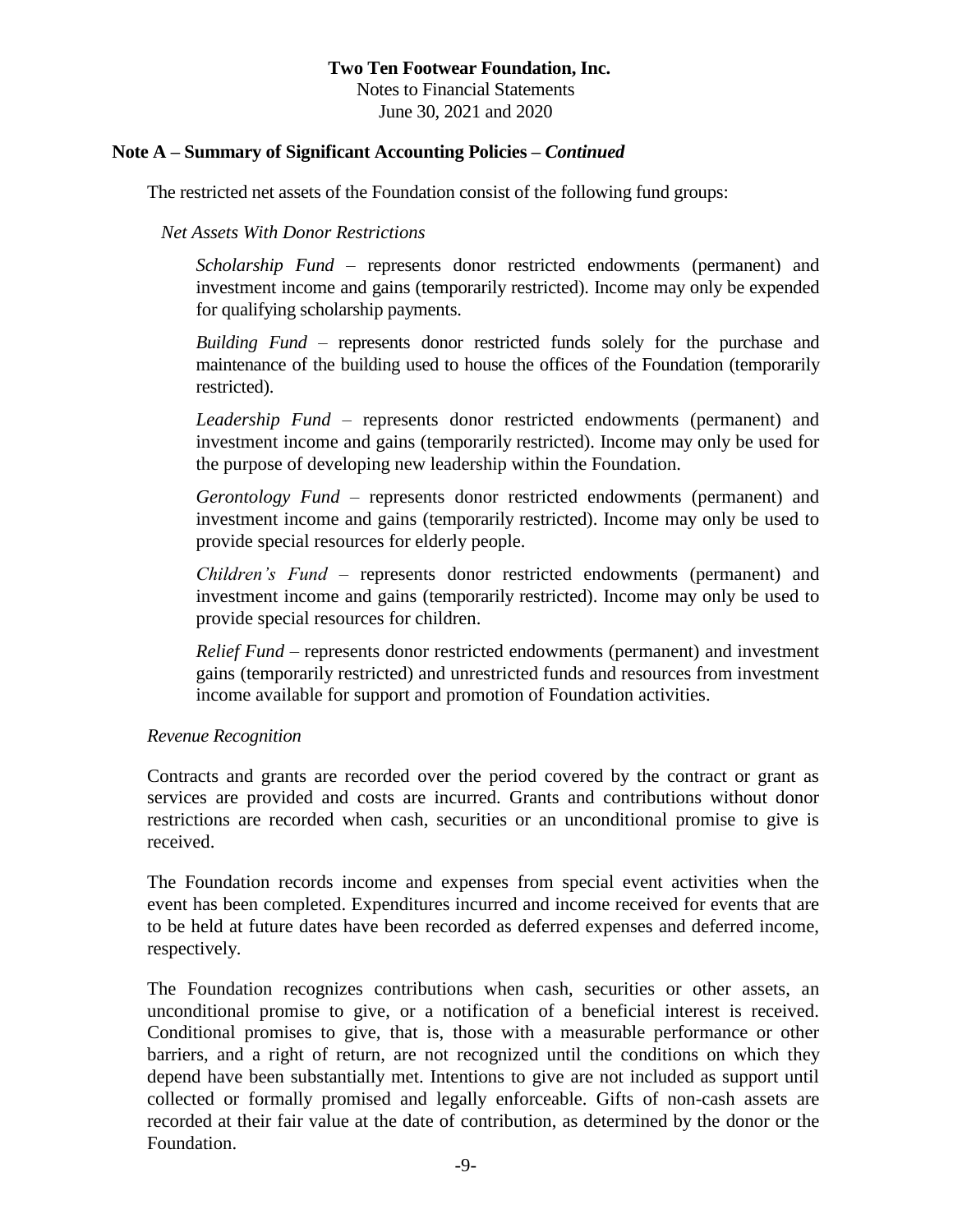## Note A – Summary of Significant Accounting Policies – *Continued*

The restricted net assets of the Foundation consist of the following fund groups:

*Net Assets With Donor Restrictions*

*Scholarship Fund* – represents donor restricted endowments (permanent) and investment income and gains (temporarily restricted). Income may only be expended for qualifying scholarship payments.

*Building Fund* – represents donor restricted funds solely for the purchase and maintenance of the building used to house the offices of the Foundation (temporarily restricted).

*Leadership Fund* – represents donor restricted endowments (permanent) and investment income and gains (temporarily restricted). Income may only be used for the purpose of developing new leadership within the Foundation.

*Gerontology Fund* – represents donor restricted endowments (permanent) and investment income and gains (temporarily restricted). Income may only be used to provide special resources for elderly people.

*Children's Fund* – represents donor restricted endowments (permanent) and investment income and gains (temporarily restricted). Income may only be used to provide special resources for children.

*Relief Fund* – represents donor restricted endowments (permanent) and investment gains (temporarily restricted) and unrestricted funds and resources from investment income available for support and promotion of Foundation activities.

*Revenue Recognition*

Contracts and grants are recorded over the period covered by the contract or grant as services are provided and costs are incurred. Grants and contributions without donor restrictions are recorded when cash, securities or an unconditional promise to give is received.

The Foundation records income and expenses from special event activities when the event has been completed. Expenditures incurred and income received for events that are to be held at future dates have been recorded as deferred expenses and deferred income, respectively.

The Foundation recognizes contributions when cash, securities or other assets, an unconditional promise to give, or a notification of a beneficial interest is received. Conditional promises to give, that is, those with a measurable performance or other barriers, and a right of return, are not recognized until the conditions on which they depend have been substantially met. Intentions to give are not included as support until collected or formally promised and legally enforceable. Gifts of non-cash assets are recorded at their fair value at the date of contribution, as determined by the donor or the Foundation.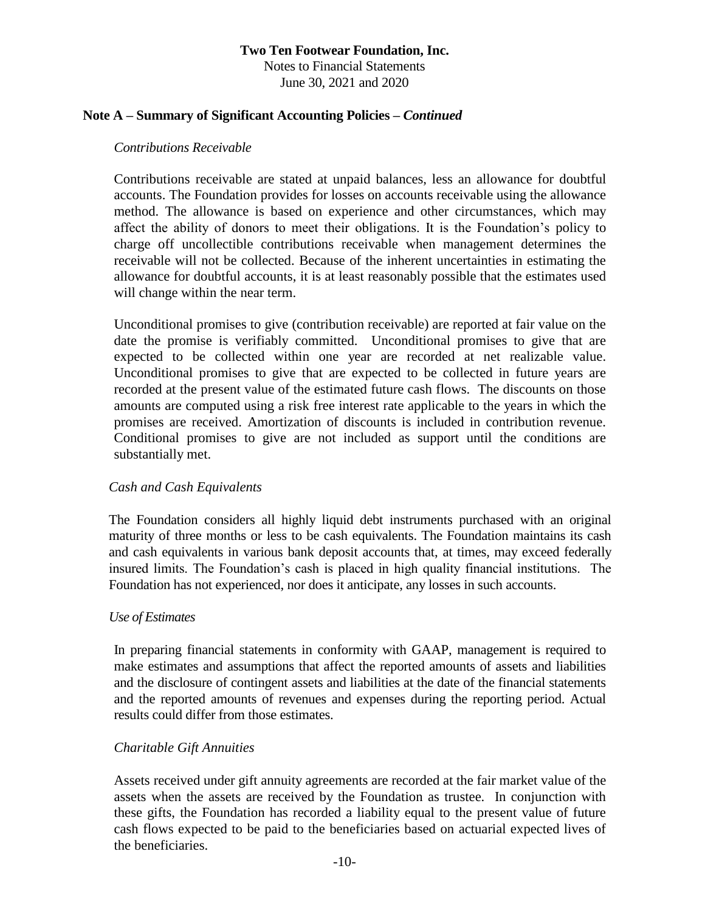## Note A – Summary of Significant Accounting Policies – *Continued*

*Contributions Receivable*

Contributions receivable are stated at unpaid balances, less an allowance for doubtful accounts. The Foundation provides for losses on accounts receivable using the allowance method. The allowance is based on experience and other circumstances, which may affect the ability of donors to meet their obligations. It is the Foundation's policy to charge off uncollectible contributions receivable when management determines the receivable will not be collected. Because of the inherent uncertainties in estimating the allowance for doubtful accounts, it is at least reasonably possible that the estimates used will change within the near term.

Unconditional promises to give (contribution receivable) are reported at fair value on the date the promise is verifiably committed. Unconditional promises to give that are expected to be collected within one year are recorded at net realizable value. Unconditional promises to give that are expected to be collected in future years are recorded at the present value of the estimated future cash flows. The discounts on those amounts are computed using a risk free interest rate applicable to the years in which the promises are received. Amortization of discounts is included in contribution revenue. Conditional promises to give are not included as support until the conditions are substantially met.

*Cash and Cash Equivalents*

The Foundation considers all highly liquid debt instruments purchased with an original maturity of three months or less to be cash equivalents. The Foundation maintains its cash and cash equivalents in various bank deposit accounts that, at times, may exceed federally insured limits. The Foundation's cash is placed in high quality financial institutions. The Foundation has not experienced, nor does it anticipate, any losses in such accounts.

*Use of Estimates*

In preparing financial statements in conformity with GAAP, management is required to make estimates and assumptions that affect the reported amounts of assets and liabilities and the disclosure of contingent assets and liabilities at the date of the financial statements and the reported amounts of revenues and expenses during the reporting period. Actual results could differ from those estimates.

*Charitable Gift Annuities*

Assets received under gift annuity agreements are recorded at the fair market value of the assets when the assets are received by the Foundation as trustee. In conjunction with these gifts, the Foundation has recorded a liability equal to the present value of future cash flows expected to be paid to the beneficiaries based on actuarial expected lives of the beneficiaries.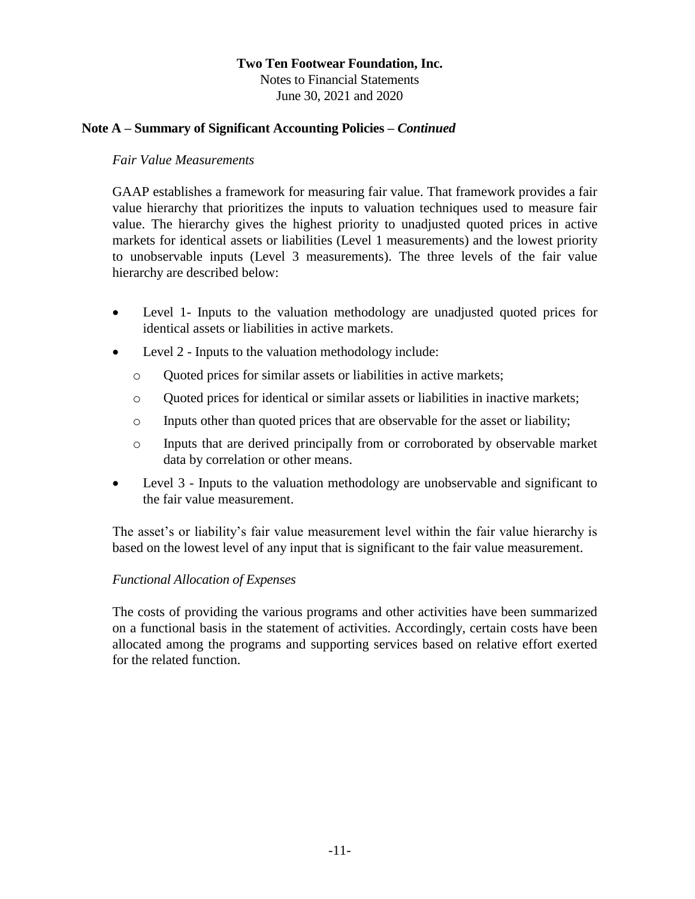**Two Ten Footwear Foundation, Inc.**
Notes to Financial Statements
June 30, 2021 and 2020

## Note A – Summary of Significant Accounting Policies – *Continued*

*Fair Value Measurements*

GAAP establishes a framework for measuring fair value. That framework provides a fair value hierarchy that prioritizes the inputs to valuation techniques used to measure fair value. The hierarchy gives the highest priority to unadjusted quoted prices in active markets for identical assets or liabilities (Level 1 measurements) and the lowest priority to unobservable inputs (Level 3 measurements). The three levels of the fair value hierarchy are described below:

- Level 1- Inputs to the valuation methodology are unadjusted quoted prices for identical assets or liabilities in active markets.
- Level 2 - Inputs to the valuation methodology include:
  - Quoted prices for similar assets or liabilities in active markets;
  - Quoted prices for identical or similar assets or liabilities in inactive markets;
  - Inputs other than quoted prices that are observable for the asset or liability;
  - Inputs that are derived principally from or corroborated by observable market data by correlation or other means.
- Level 3 - Inputs to the valuation methodology are unobservable and significant to the fair value measurement.

The asset's or liability's fair value measurement level within the fair value hierarchy is based on the lowest level of any input that is significant to the fair value measurement.

*Functional Allocation of Expenses*

The costs of providing the various programs and other activities have been summarized on a functional basis in the statement of activities. Accordingly, certain costs have been allocated among the programs and supporting services based on relative effort exerted for the related function.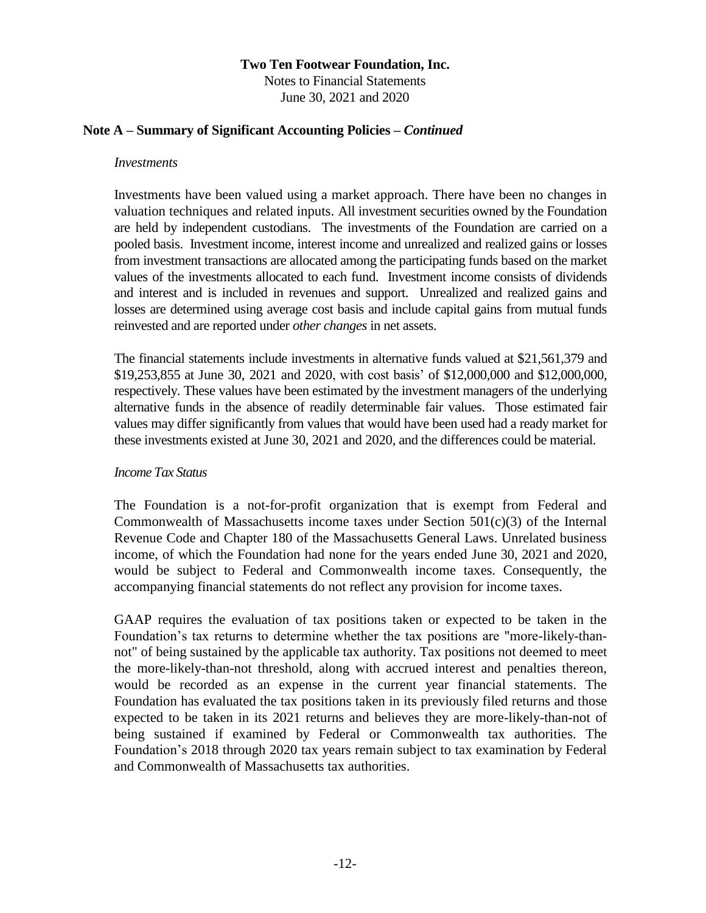## Note A – Summary of Significant Accounting Policies – *Continued*

*Investments*

Investments have been valued using a market approach. There have been no changes in valuation techniques and related inputs. All investment securities owned by the Foundation are held by independent custodians. The investments of the Foundation are carried on a pooled basis. Investment income, interest income and unrealized and realized gains or losses from investment transactions are allocated among the participating funds based on the market values of the investments allocated to each fund. Investment income consists of dividends and interest and is included in revenues and support. Unrealized and realized gains and losses are determined using average cost basis and include capital gains from mutual funds reinvested and are reported under *other changes* in net assets.

The financial statements include investments in alternative funds valued at $21,561,379 and $19,253,855 at June 30, 2021 and 2020, with cost basis' of $12,000,000 and $12,000,000, respectively. These values have been estimated by the investment managers of the underlying alternative funds in the absence of readily determinable fair values. Those estimated fair values may differ significantly from values that would have been used had a ready market for these investments existed at June 30, 2021 and 2020, and the differences could be material.

*Income Tax Status*

The Foundation is a not-for-profit organization that is exempt from Federal and Commonwealth of Massachusetts income taxes under Section 501(c)(3) of the Internal Revenue Code and Chapter 180 of the Massachusetts General Laws. Unrelated business income, of which the Foundation had none for the years ended June 30, 2021 and 2020, would be subject to Federal and Commonwealth income taxes. Consequently, the accompanying financial statements do not reflect any provision for income taxes.

GAAP requires the evaluation of tax positions taken or expected to be taken in the Foundation's tax returns to determine whether the tax positions are "more-likely-than-not" of being sustained by the applicable tax authority. Tax positions not deemed to meet the more-likely-than-not threshold, along with accrued interest and penalties thereon, would be recorded as an expense in the current year financial statements. The Foundation has evaluated the tax positions taken in its previously filed returns and those expected to be taken in its 2021 returns and believes they are more-likely-than-not of being sustained if examined by Federal or Commonwealth tax authorities. The Foundation's 2018 through 2020 tax years remain subject to tax examination by Federal and Commonwealth of Massachusetts tax authorities.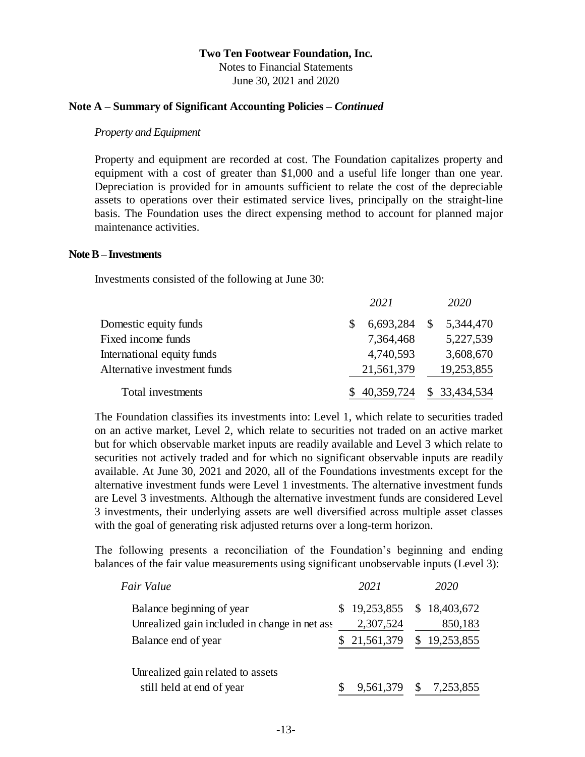**Two Ten Footwear Foundation, Inc.**
Notes to Financial Statements
June 30, 2021 and 2020

## Note A – Summary of Significant Accounting Policies – *Continued*

*Property and Equipment*

Property and equipment are recorded at cost. The Foundation capitalizes property and equipment with a cost of greater than $1,000 and a useful life longer than one year. Depreciation is provided for in amounts sufficient to relate the cost of the depreciable assets to operations over their estimated service lives, principally on the straight-line basis. The Foundation uses the direct expensing method to account for planned major maintenance activities.

## Note B – Investments

Investments consisted of the following at June 30:

| | *2021* | *2020* |
|---|---|---|
| Domestic equity funds | $ 6,693,284 | $ 5,344,470 |
| Fixed income funds | 7,364,468 | 5,227,539 |
| International equity funds | 4,740,593 | 3,608,670 |
| Alternative investment funds | 21,561,379 | 19,253,855 |
| Total investments | $ 40,359,724 | $ 33,434,534 |

The Foundation classifies its investments into: Level 1, which relate to securities traded on an active market, Level 2, which relate to securities not traded on an active market but for which observable market inputs are readily available and Level 3 which relate to securities not actively traded and for which no significant observable inputs are readily available. At June 30, 2021 and 2020, all of the Foundations investments except for the alternative investment funds were Level 1 investments. The alternative investment funds are Level 3 investments. Although the alternative investment funds are considered Level 3 investments, their underlying assets are well diversified across multiple asset classes with the goal of generating risk adjusted returns over a long-term horizon.

The following presents a reconciliation of the Foundation's beginning and ending balances of the fair value measurements using significant unobservable inputs (Level 3):

| *Fair Value* | *2021* | *2020* |
|---|---|---|
| Balance beginning of year | $ 19,253,855 | $ 18,403,672 |
| Unrealized gain included in change in net ass | 2,307,524 | 850,183 |
| Balance end of year | $ 21,561,379 | $ 19,253,855 |
| Unrealized gain related to assets still held at end of year | $ 9,561,379 | $ 7,253,855 |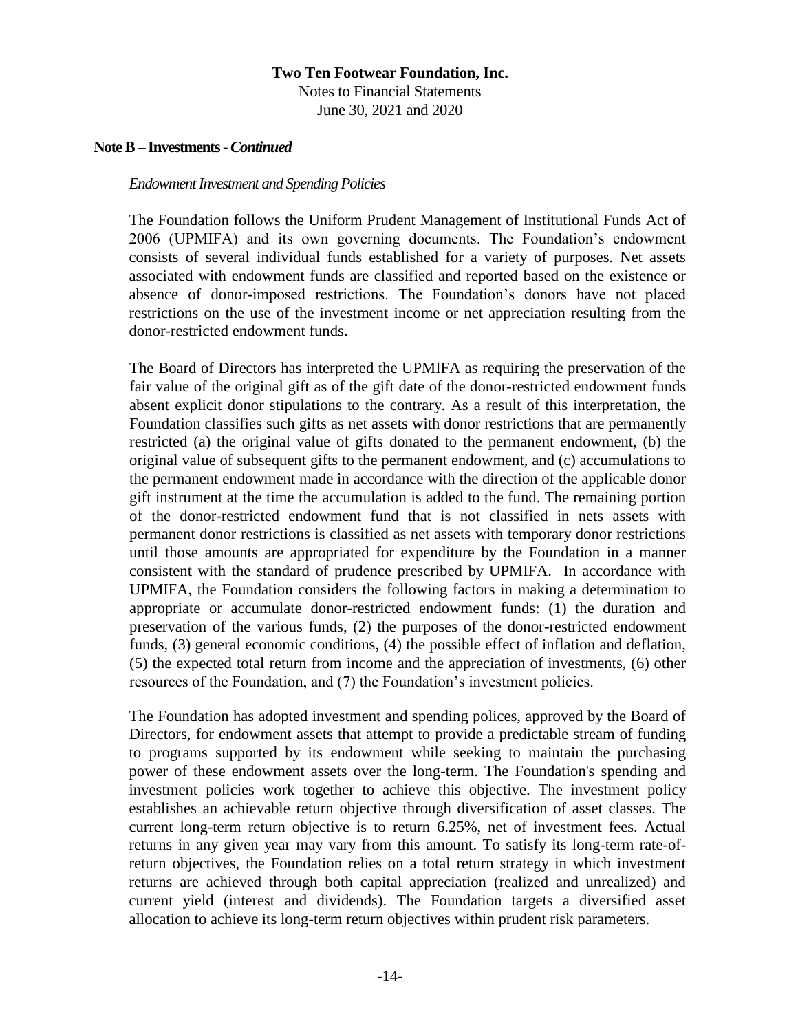**Note B – Investments - *Continued***

*Endowment Investment and Spending Policies*

The Foundation follows the Uniform Prudent Management of Institutional Funds Act of 2006 (UPMIFA) and its own governing documents. The Foundation's endowment consists of several individual funds established for a variety of purposes. Net assets associated with endowment funds are classified and reported based on the existence or absence of donor-imposed restrictions. The Foundation's donors have not placed restrictions on the use of the investment income or net appreciation resulting from the donor-restricted endowment funds.

The Board of Directors has interpreted the UPMIFA as requiring the preservation of the fair value of the original gift as of the gift date of the donor-restricted endowment funds absent explicit donor stipulations to the contrary. As a result of this interpretation, the Foundation classifies such gifts as net assets with donor restrictions that are permanently restricted (a) the original value of gifts donated to the permanent endowment, (b) the original value of subsequent gifts to the permanent endowment, and (c) accumulations to the permanent endowment made in accordance with the direction of the applicable donor gift instrument at the time the accumulation is added to the fund. The remaining portion of the donor-restricted endowment fund that is not classified in nets assets with permanent donor restrictions is classified as net assets with temporary donor restrictions until those amounts are appropriated for expenditure by the Foundation in a manner consistent with the standard of prudence prescribed by UPMIFA. In accordance with UPMIFA, the Foundation considers the following factors in making a determination to appropriate or accumulate donor-restricted endowment funds: (1) the duration and preservation of the various funds, (2) the purposes of the donor-restricted endowment funds, (3) general economic conditions, (4) the possible effect of inflation and deflation, (5) the expected total return from income and the appreciation of investments, (6) other resources of the Foundation, and (7) the Foundation's investment policies.

The Foundation has adopted investment and spending polices, approved by the Board of Directors, for endowment assets that attempt to provide a predictable stream of funding to programs supported by its endowment while seeking to maintain the purchasing power of these endowment assets over the long-term. The Foundation's spending and investment policies work together to achieve this objective. The investment policy establishes an achievable return objective through diversification of asset classes. The current long-term return objective is to return 6.25%, net of investment fees. Actual returns in any given year may vary from this amount. To satisfy its long-term rate-of-return objectives, the Foundation relies on a total return strategy in which investment returns are achieved through both capital appreciation (realized and unrealized) and current yield (interest and dividends). The Foundation targets a diversified asset allocation to achieve its long-term return objectives within prudent risk parameters.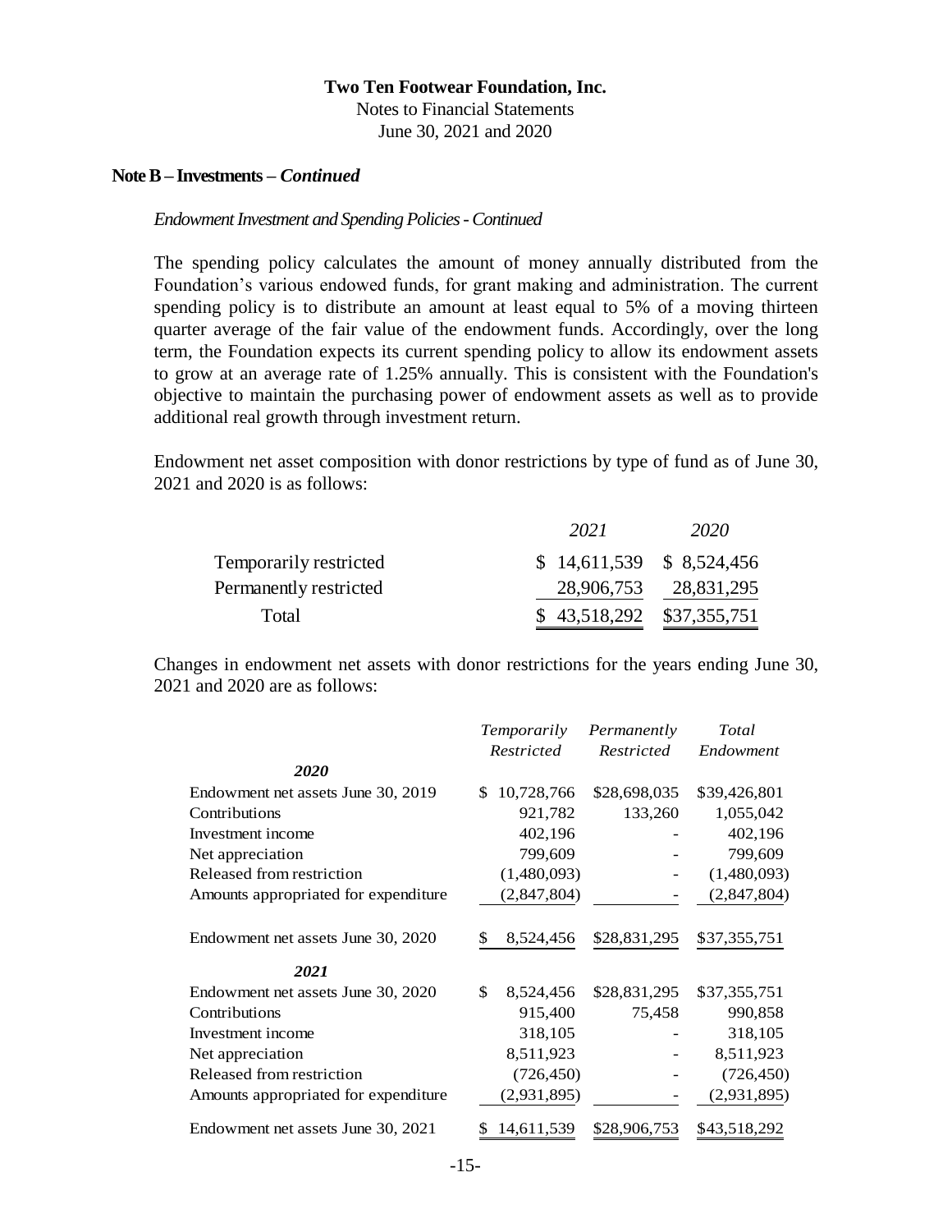**Two Ten Footwear Foundation, Inc.**
Notes to Financial Statements
June 30, 2021 and 2020

**Note B – Investments –** ***Continued***

*Endowment Investment and Spending Policies - Continued*

The spending policy calculates the amount of money annually distributed from the Foundation's various endowed funds, for grant making and administration. The current spending policy is to distribute an amount at least equal to 5% of a moving thirteen quarter average of the fair value of the endowment funds. Accordingly, over the long term, the Foundation expects its current spending policy to allow its endowment assets to grow at an average rate of 1.25% annually. This is consistent with the Foundation's objective to maintain the purchasing power of endowment assets as well as to provide additional real growth through investment return.

Endowment net asset composition with donor restrictions by type of fund as of June 30, 2021 and 2020 is as follows:

| | *2021* | *2020* |
|---|---|---|
| Temporarily restricted | $ 14,611,539 | $ 8,524,456 |
| Permanently restricted | 28,906,753 | 28,831,295 |
| Total | $ 43,518,292 | $37,355,751 |

Changes in endowment net assets with donor restrictions for the years ending June 30, 2021 and 2020 are as follows:

| | *Temporarily Restricted* | *Permanently Restricted* | *Total Endowment* |
|---|---|---|---|
| ***2020*** | | | |
| Endowment net assets June 30, 2019 | $ 10,728,766 | $28,698,035 | $39,426,801 |
| Contributions | 921,782 | 133,260 | 1,055,042 |
| Investment income | 402,196 | - | 402,196 |
| Net appreciation | 799,609 | - | 799,609 |
| Released from restriction | (1,480,093) | - | (1,480,093) |
| Amounts appropriated for expenditure | (2,847,804) | - | (2,847,804) |
| Endowment net assets June 30, 2020 | $ 8,524,456 | $28,831,295 | $37,355,751 |
| ***2021*** | | | |
| Endowment net assets June 30, 2020 | $ 8,524,456 | $28,831,295 | $37,355,751 |
| Contributions | 915,400 | 75,458 | 990,858 |
| Investment income | 318,105 | - | 318,105 |
| Net appreciation | 8,511,923 | - | 8,511,923 |
| Released from restriction | (726,450) | - | (726,450) |
| Amounts appropriated for expenditure | (2,931,895) | - | (2,931,895) |
| Endowment net assets June 30, 2021 | $ 14,611,539 | $28,906,753 | $43,518,292 |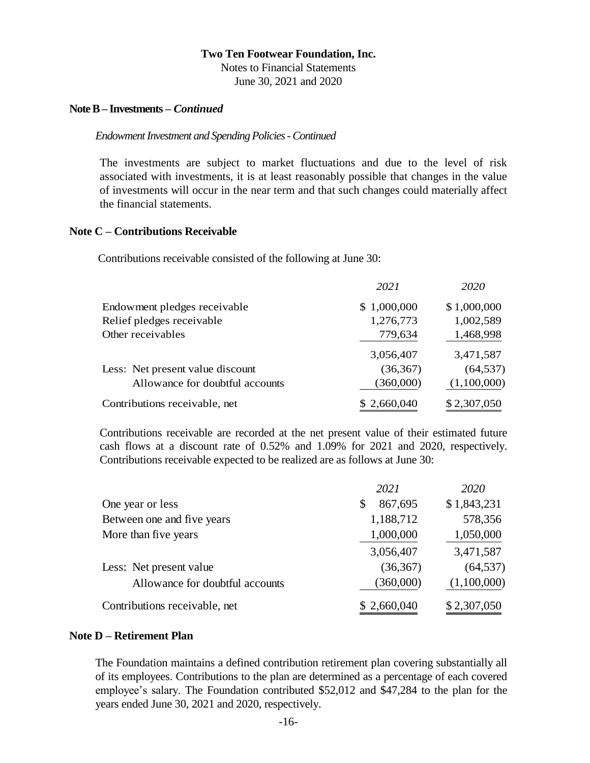**Two Ten Footwear Foundation, Inc.**
Notes to Financial Statements
June 30, 2021 and 2020

**Note B – Investments –** ***Continued***

*Endowment Investment and Spending Policies - Continued*

The investments are subject to market fluctuations and due to the level of risk associated with investments, it is at least reasonably possible that changes in the value of investments will occur in the near term and that such changes could materially affect the financial statements.

**Note C – Contributions Receivable**

Contributions receivable consisted of the following at June 30:

| | *2021* | *2020* |
|---|---|---|
| Endowment pledges receivable | $ 1,000,000 | $ 1,000,000 |
| Relief pledges receivable | 1,276,773 | 1,002,589 |
| Other receivables | 779,634 | 1,468,998 |
| | 3,056,407 | 3,471,587 |
| Less: Net present value discount | (36,367) | (64,537) |
| Allowance for doubtful accounts | (360,000) | (1,100,000) |
| Contributions receivable, net | $ 2,660,040 | $ 2,307,050 |

Contributions receivable are recorded at the net present value of their estimated future cash flows at a discount rate of 0.52% and 1.09% for 2021 and 2020, respectively. Contributions receivable expected to be realized are as follows at June 30:

| | *2021* | *2020* |
|---|---|---|
| One year or less | $ 867,695 | $ 1,843,231 |
| Between one and five years | 1,188,712 | 578,356 |
| More than five years | 1,000,000 | 1,050,000 |
| | 3,056,407 | 3,471,587 |
| Less: Net present value | (36,367) | (64,537) |
| Allowance for doubtful accounts | (360,000) | (1,100,000) |
| Contributions receivable, net | $ 2,660,040 | $ 2,307,050 |

**Note D – Retirement Plan**

The Foundation maintains a defined contribution retirement plan covering substantially all of its employees. Contributions to the plan are determined as a percentage of each covered employee's salary. The Foundation contributed $52,012 and $47,284 to the plan for the years ended June 30, 2021 and 2020, respectively.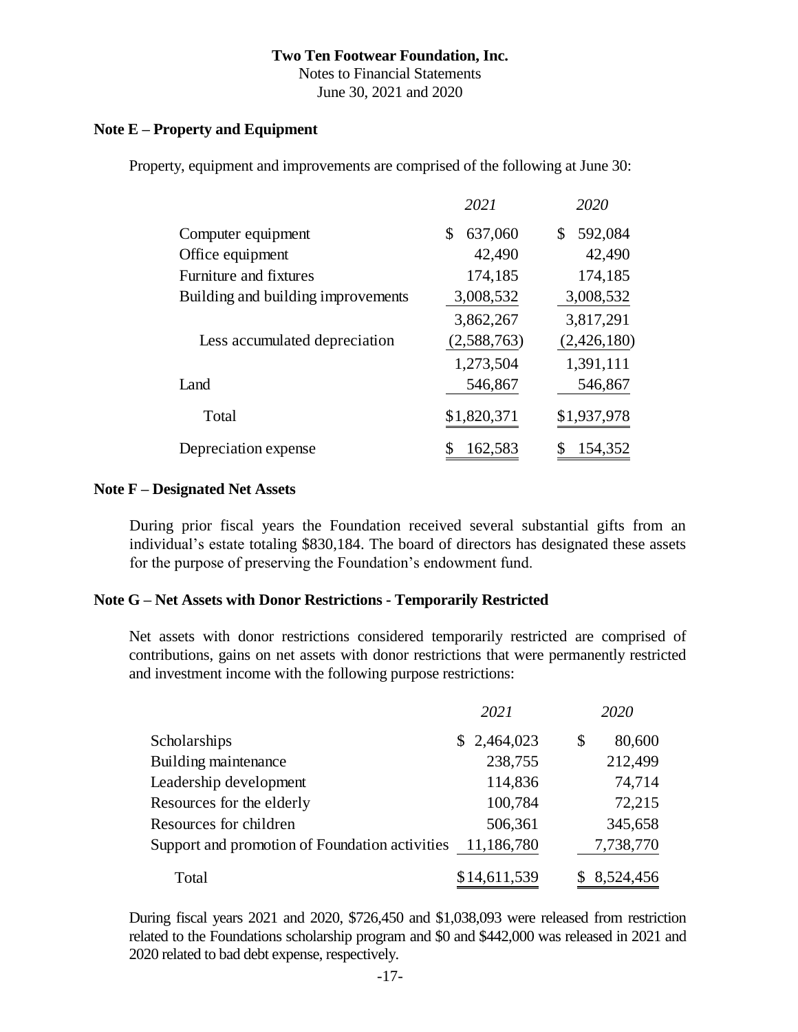**Two Ten Footwear Foundation, Inc.**
Notes to Financial Statements
June 30, 2021 and 2020

### Note E – Property and Equipment

Property, equipment and improvements are comprised of the following at June 30:

| | 2021 | 2020 |
|---|---|---|
| Computer equipment | $ 637,060 | $ 592,084 |
| Office equipment | 42,490 | 42,490 |
| Furniture and fixtures | 174,185 | 174,185 |
| Building and building improvements | 3,008,532 | 3,008,532 |
| | 3,862,267 | 3,817,291 |
| Less accumulated depreciation | (2,588,763) | (2,426,180) |
| | 1,273,504 | 1,391,111 |
| Land | 546,867 | 546,867 |
| Total | $1,820,371 | $1,937,978 |
| Depreciation expense | $ 162,583 | $ 154,352 |

### Note F – Designated Net Assets

During prior fiscal years the Foundation received several substantial gifts from an individual's estate totaling $830,184. The board of directors has designated these assets for the purpose of preserving the Foundation's endowment fund.

### Note G – Net Assets with Donor Restrictions - Temporarily Restricted

Net assets with donor restrictions considered temporarily restricted are comprised of contributions, gains on net assets with donor restrictions that were permanently restricted and investment income with the following purpose restrictions:

| | 2021 | 2020 |
|---|---|---|
| Scholarships | $ 2,464,023 | $ 80,600 |
| Building maintenance | 238,755 | 212,499 |
| Leadership development | 114,836 | 74,714 |
| Resources for the elderly | 100,784 | 72,215 |
| Resources for children | 506,361 | 345,658 |
| Support and promotion of Foundation activities | 11,186,780 | 7,738,770 |
| Total | $14,611,539 | $ 8,524,456 |

During fiscal years 2021 and 2020, $726,450 and $1,038,093 were released from restriction related to the Foundations scholarship program and $0 and $442,000 was released in 2021 and 2020 related to bad debt expense, respectively.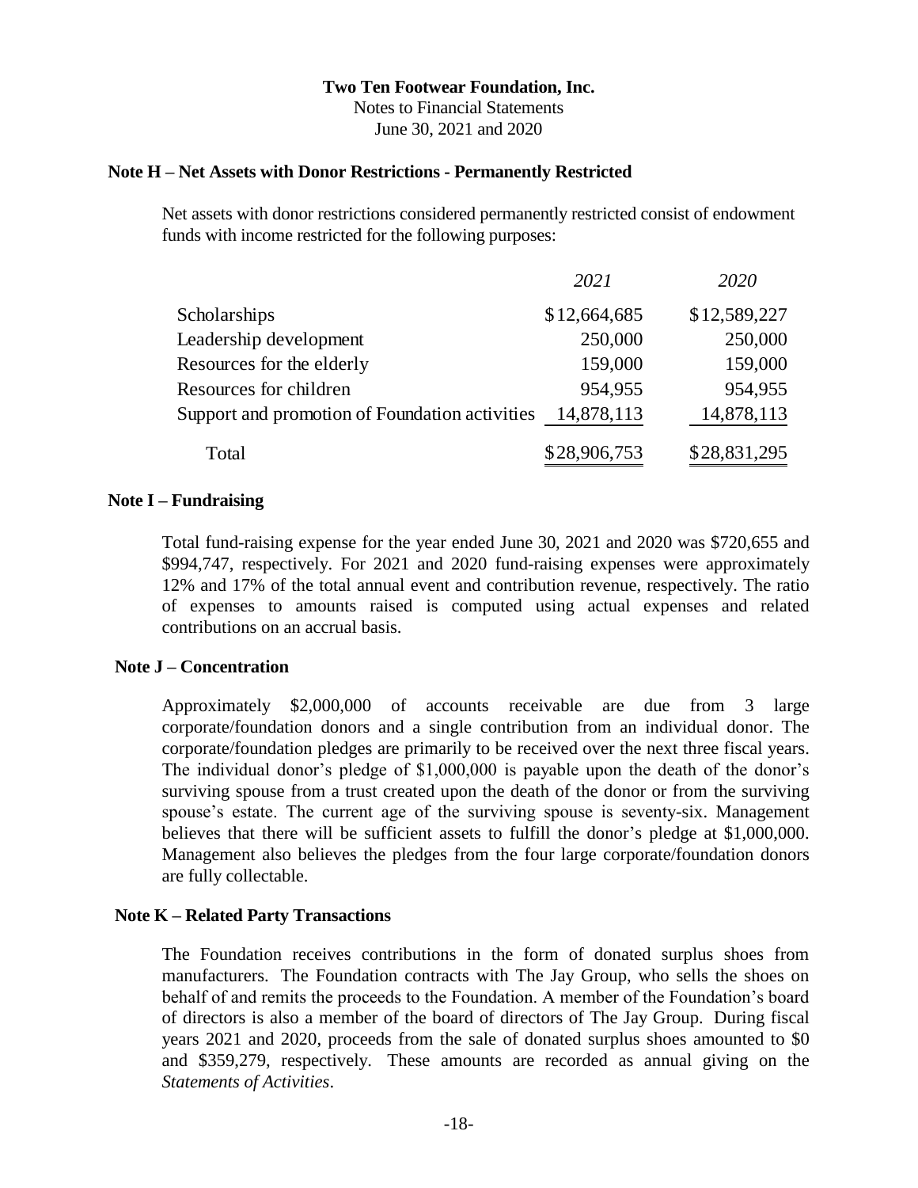**Two Ten Footwear Foundation, Inc.**
Notes to Financial Statements
June 30, 2021 and 2020

## Note H – Net Assets with Donor Restrictions - Permanently Restricted

Net assets with donor restrictions considered permanently restricted consist of endowment funds with income restricted for the following purposes:

| | *2021* | *2020* |
|---|---|---|
| Scholarships | $12,664,685 | $12,589,227 |
| Leadership development | 250,000 | 250,000 |
| Resources for the elderly | 159,000 | 159,000 |
| Resources for children | 954,955 | 954,955 |
| Support and promotion of Foundation activities | 14,878,113 | 14,878,113 |
| Total | $28,906,753 | $28,831,295 |

## Note I – Fundraising

Total fund-raising expense for the year ended June 30, 2021 and 2020 was $720,655 and $994,747, respectively. For 2021 and 2020 fund-raising expenses were approximately 12% and 17% of the total annual event and contribution revenue, respectively. The ratio of expenses to amounts raised is computed using actual expenses and related contributions on an accrual basis.

## Note J – Concentration

Approximately $2,000,000 of accounts receivable are due from 3 large corporate/foundation donors and a single contribution from an individual donor. The corporate/foundation pledges are primarily to be received over the next three fiscal years. The individual donor's pledge of $1,000,000 is payable upon the death of the donor's surviving spouse from a trust created upon the death of the donor or from the surviving spouse's estate. The current age of the surviving spouse is seventy-six. Management believes that there will be sufficient assets to fulfill the donor's pledge at $1,000,000. Management also believes the pledges from the four large corporate/foundation donors are fully collectable.

## Note K – Related Party Transactions

The Foundation receives contributions in the form of donated surplus shoes from manufacturers. The Foundation contracts with The Jay Group, who sells the shoes on behalf of and remits the proceeds to the Foundation. A member of the Foundation's board of directors is also a member of the board of directors of The Jay Group. During fiscal years 2021 and 2020, proceeds from the sale of donated surplus shoes amounted to $0 and $359,279, respectively. These amounts are recorded as annual giving on the *Statements of Activities*.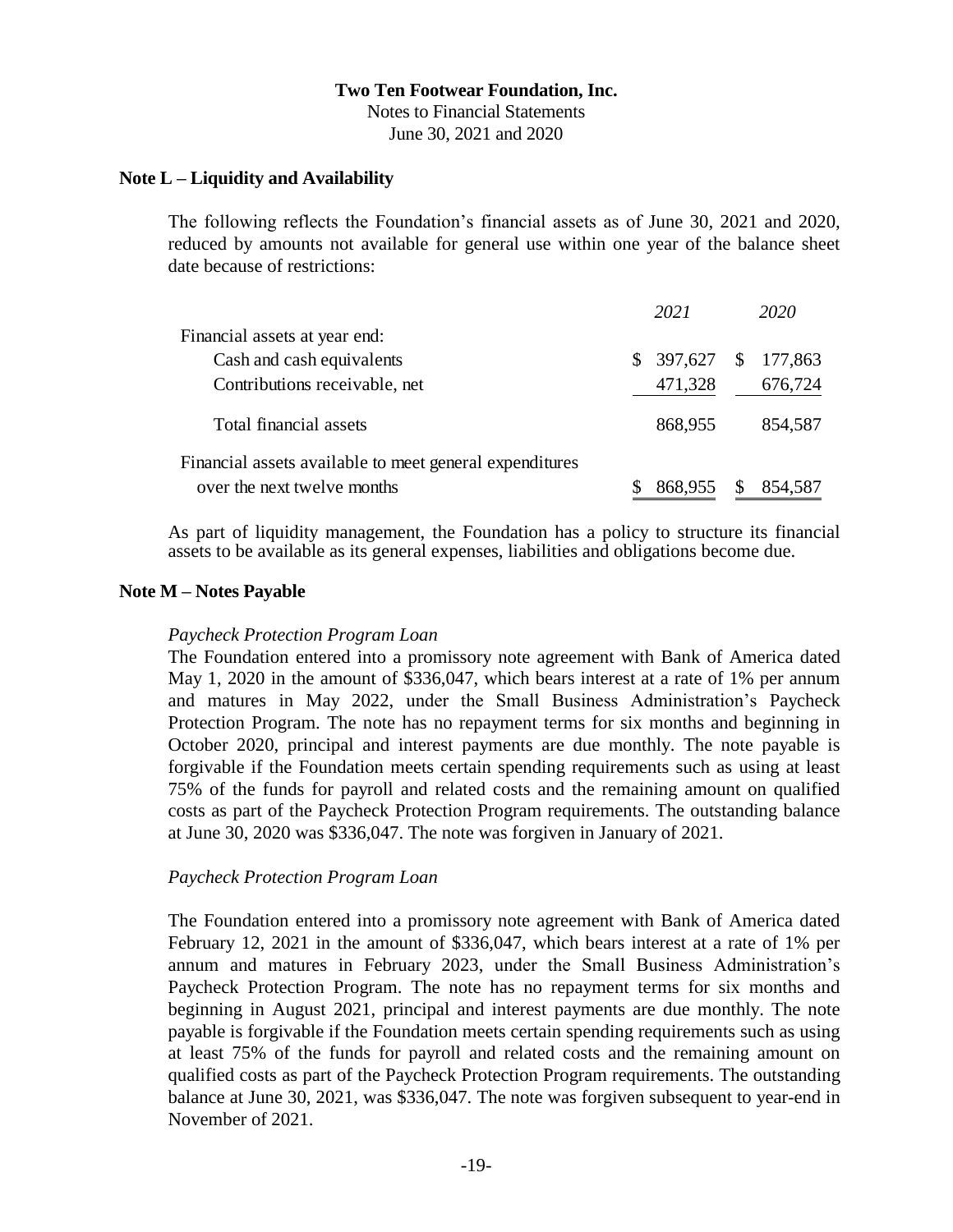## Note L – Liquidity and Availability

The following reflects the Foundation's financial assets as of June 30, 2021 and 2020, reduced by amounts not available for general use within one year of the balance sheet date because of restrictions:

| | *2021* | *2020* |
|---|---|---|
| Financial assets at year end: | | |
| Cash and cash equivalents | $ 397,627 | $ 177,863 |
| Contributions receivable, net | 471,328 | 676,724 |
| Total financial assets | 868,955 | 854,587 |
| Financial assets available to meet general expenditures over the next twelve months | $ 868,955 | $ 854,587 |

As part of liquidity management, the Foundation has a policy to structure its financial assets to be available as its general expenses, liabilities and obligations become due.

## Note M – Notes Payable

*Paycheck Protection Program Loan*

The Foundation entered into a promissory note agreement with Bank of America dated May 1, 2020 in the amount of $336,047, which bears interest at a rate of 1% per annum and matures in May 2022, under the Small Business Administration's Paycheck Protection Program. The note has no repayment terms for six months and beginning in October 2020, principal and interest payments are due monthly. The note payable is forgivable if the Foundation meets certain spending requirements such as using at least 75% of the funds for payroll and related costs and the remaining amount on qualified costs as part of the Paycheck Protection Program requirements. The outstanding balance at June 30, 2020 was $336,047. The note was forgiven in January of 2021.

*Paycheck Protection Program Loan*

The Foundation entered into a promissory note agreement with Bank of America dated February 12, 2021 in the amount of $336,047, which bears interest at a rate of 1% per annum and matures in February 2023, under the Small Business Administration's Paycheck Protection Program. The note has no repayment terms for six months and beginning in August 2021, principal and interest payments are due monthly. The note payable is forgivable if the Foundation meets certain spending requirements such as using at least 75% of the funds for payroll and related costs and the remaining amount on qualified costs as part of the Paycheck Protection Program requirements. The outstanding balance at June 30, 2021, was $336,047. The note was forgiven subsequent to year-end in November of 2021.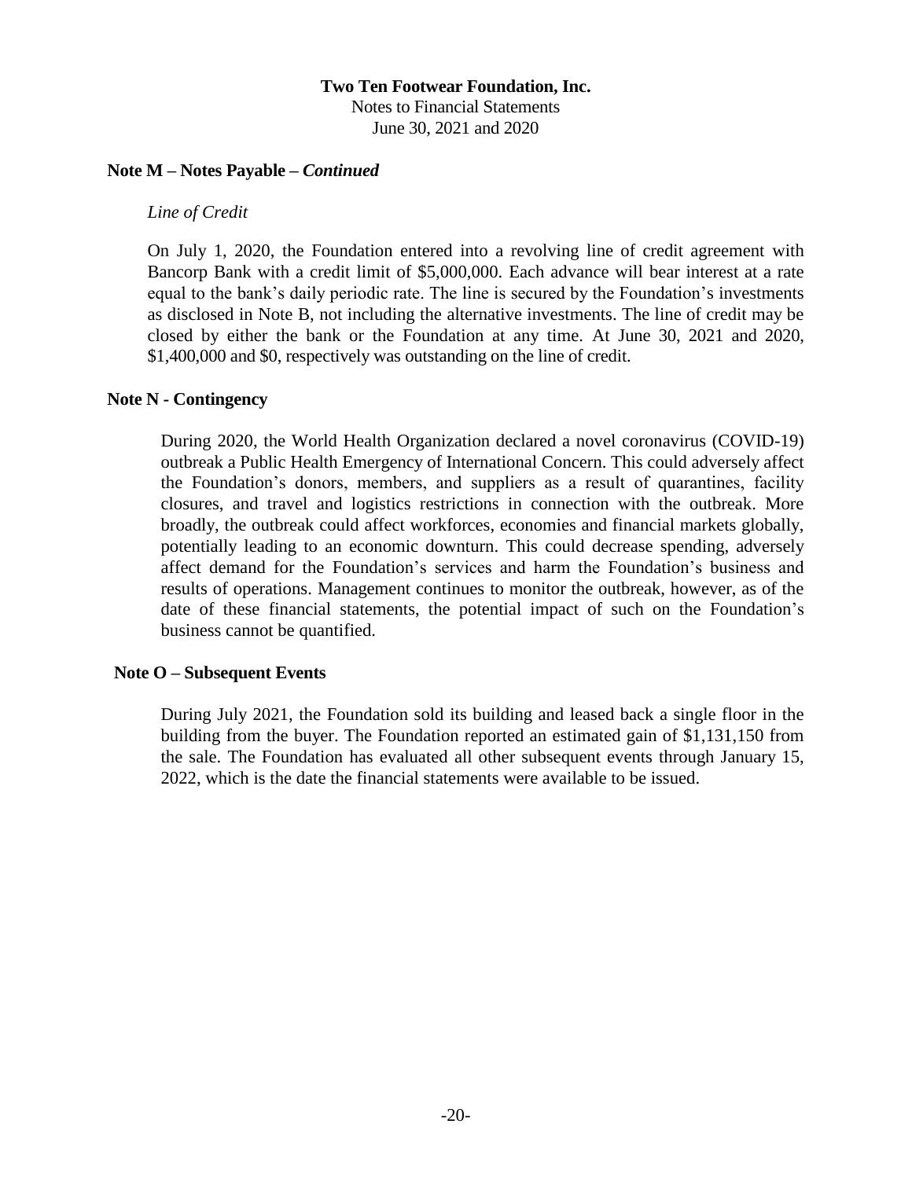**Two Ten Footwear Foundation, Inc.**
Notes to Financial Statements
June 30, 2021 and 2020

**Note M – Notes Payable –** ***Continued***

*Line of Credit*

On July 1, 2020, the Foundation entered into a revolving line of credit agreement with Bancorp Bank with a credit limit of $5,000,000. Each advance will bear interest at a rate equal to the bank's daily periodic rate. The line is secured by the Foundation's investments as disclosed in Note B, not including the alternative investments. The line of credit may be closed by either the bank or the Foundation at any time. At June 30, 2021 and 2020, $1,400,000 and $0, respectively was outstanding on the line of credit.

**Note N - Contingency**

During 2020, the World Health Organization declared a novel coronavirus (COVID-19) outbreak a Public Health Emergency of International Concern. This could adversely affect the Foundation's donors, members, and suppliers as a result of quarantines, facility closures, and travel and logistics restrictions in connection with the outbreak. More broadly, the outbreak could affect workforces, economies and financial markets globally, potentially leading to an economic downturn. This could decrease spending, adversely affect demand for the Foundation's services and harm the Foundation's business and results of operations. Management continues to monitor the outbreak, however, as of the date of these financial statements, the potential impact of such on the Foundation's business cannot be quantified.

**Note O – Subsequent Events**

During July 2021, the Foundation sold its building and leased back a single floor in the building from the buyer. The Foundation reported an estimated gain of $1,131,150 from the sale. The Foundation has evaluated all other subsequent events through January 15, 2022, which is the date the financial statements were available to be issued.